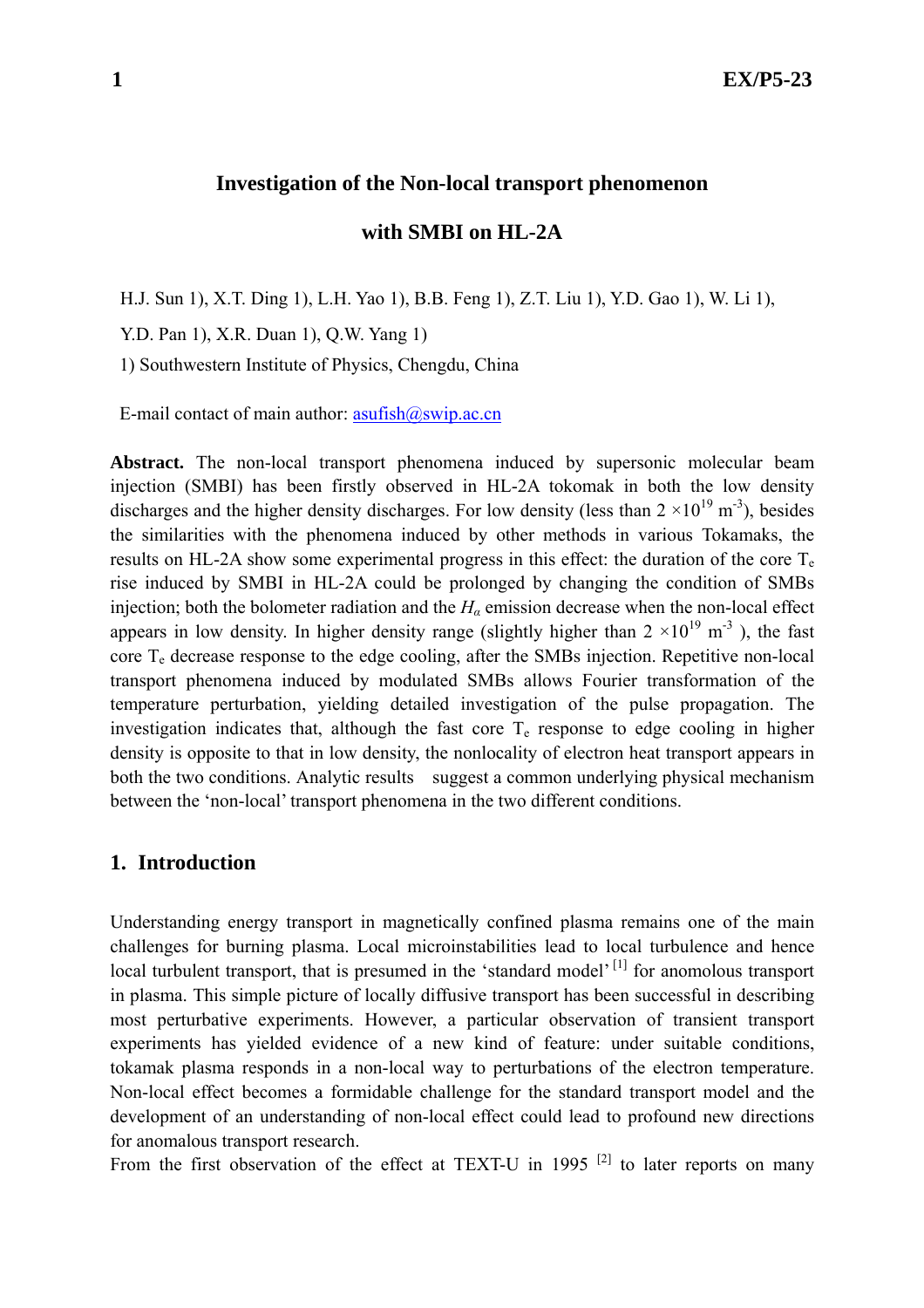# Investigation of the Non-local transport phenomenon with SMBI on HL-2A

H.J. Sun 1), X.T. Ding 1), L.H. Yao 1), B.B. Feng 1), Z.T. Liu 1), Y.D. Gao 1), W. Li 1), Y.D. Pan 1), X.R. Duan 1), Q.W. Yang 1)

1) Southwestern Institute of Physics, Chengdu, China

E-mail contact of main author: asufish@swip.ac.cn

**Abstract.** The non-local transport phenomena induced by supersonic molecular beam injection (SMBI) has been firstly observed in HL-2A tokomak in both the low density discharges and the higher density discharges. For low density (less than $2 \times 10^{19}$ m$^{-3}$), besides the similarities with the phenomena induced by other methods in various Tokamaks, the results on HL-2A show some experimental progress in this effect: the duration of the core $T_e$ rise induced by SMBI in HL-2A could be prolonged by changing the condition of SMBs injection; both the bolometer radiation and the $H_\alpha$ emission decrease when the non-local effect appears in low density. In higher density range (slightly higher than $2 \times 10^{19}$ m$^{-3}$ ), the fast core $T_e$ decrease response to the edge cooling, after the SMBs injection. Repetitive non-local transport phenomena induced by modulated SMBs allows Fourier transformation of the temperature perturbation, yielding detailed investigation of the pulse propagation. The investigation indicates that, although the fast core $T_e$ response to edge cooling in higher density is opposite to that in low density, the nonlocality of electron heat transport appears in both the two conditions. Analytic results suggest a common underlying physical mechanism between the 'non-local' transport phenomena in the two different conditions.

## 1. Introduction

Understanding energy transport in magnetically confined plasma remains one of the main challenges for burning plasma. Local microinstabilities lead to local turbulence and hence local turbulent transport, that is presumed in the 'standard model' [1] for anomolous transport in plasma. This simple picture of locally diffusive transport has been successful in describing most perturbative experiments. However, a particular observation of transient transport experiments has yielded evidence of a new kind of feature: under suitable conditions, tokamak plasma responds in a non-local way to perturbations of the electron temperature. Non-local effect becomes a formidable challenge for the standard transport model and the development of an understanding of non-local effect could lead to profound new directions for anomalous transport research.

From the first observation of the effect at TEXT-U in 1995 [2] to later reports on many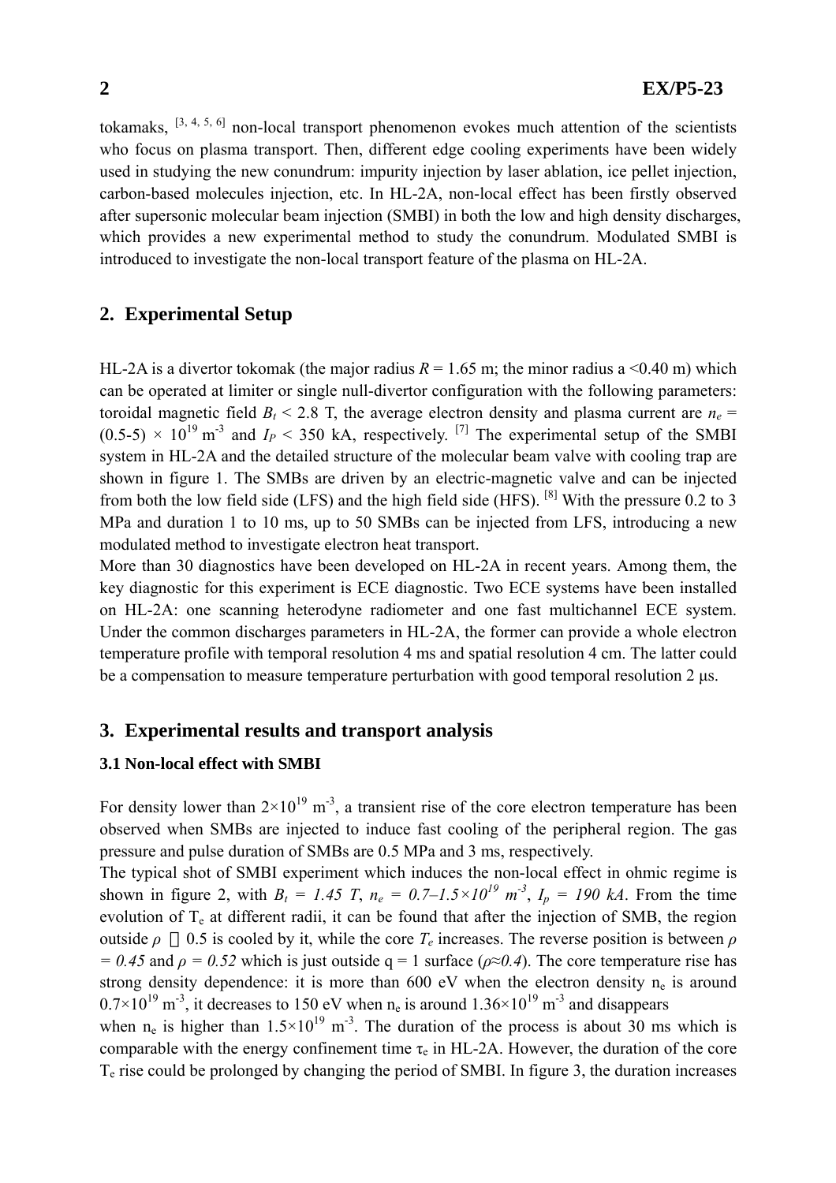tokamaks, [3, 4, 5, 6] non-local transport phenomenon evokes much attention of the scientists who focus on plasma transport. Then, different edge cooling experiments have been widely used in studying the new conundrum: impurity injection by laser ablation, ice pellet injection, carbon-based molecules injection, etc. In HL-2A, non-local effect has been firstly observed after supersonic molecular beam injection (SMBI) in both the low and high density discharges, which provides a new experimental method to study the conundrum. Modulated SMBI is introduced to investigate the non-local transport feature of the plasma on HL-2A.

## 2. Experimental Setup

HL-2A is a divertor tokomak (the major radius $R$ = 1.65 m; the minor radius a <0.40 m) which can be operated at limiter or single null-divertor configuration with the following parameters: toroidal magnetic field $B_t$ < 2.8 T, the average electron density and plasma current are $n_e$ = (0.5-5) × $10^{19}$ $m^{-3}$ and $I_P$ < 350 kA, respectively. [7] The experimental setup of the SMBI system in HL-2A and the detailed structure of the molecular beam valve with cooling trap are shown in figure 1. The SMBs are driven by an electric-magnetic valve and can be injected from both the low field side (LFS) and the high field side (HFS). [8] With the pressure 0.2 to 3 MPa and duration 1 to 10 ms, up to 50 SMBs can be injected from LFS, introducing a new modulated method to investigate electron heat transport.

More than 30 diagnostics have been developed on HL-2A in recent years. Among them, the key diagnostic for this experiment is ECE diagnostic. Two ECE systems have been installed on HL-2A: one scanning heterodyne radiometer and one fast multichannel ECE system. Under the common discharges parameters in HL-2A, the former can provide a whole electron temperature profile with temporal resolution 4 ms and spatial resolution 4 cm. The latter could be a compensation to measure temperature perturbation with good temporal resolution 2 μs.

## 3. Experimental results and transport analysis

### 3.1 Non-local effect with SMBI

For density lower than $2\times10^{19}$ $m^{-3}$, a transient rise of the core electron temperature has been observed when SMBs are injected to induce fast cooling of the peripheral region. The gas pressure and pulse duration of SMBs are 0.5 MPa and 3 ms, respectively.

The typical shot of SMBI experiment which induces the non-local effect in ohmic regime is shown in figure 2, with $B_t = 1.45\ T$, $n_e = 0.7–1.5\times10^{19}\ m^{-3}$, $I_p = 190\ kA$. From the time evolution of $T_e$ at different radii, it can be found that after the injection of SMB, the region outside $\rho \geq 0.5$ is cooled by it, while the core $T_e$ increases. The reverse position is between $\rho = 0.45$ and $\rho = 0.52$ which is just outside q = 1 surface ($\rho\approx0.4$). The core temperature rise has strong density dependence: it is more than 600 eV when the electron density $n_e$ is around $0.7\times10^{19}$ $m^{-3}$, it decreases to 150 eV when $n_e$ is around $1.36\times10^{19}$ $m^{-3}$ and disappears when $n_e$ is higher than $1.5\times10^{19}$ $m^{-3}$. The duration of the process is about 30 ms which is comparable with the energy confinement time $\tau_e$ in HL-2A. However, the duration of the core $T_e$ rise could be prolonged by changing the period of SMBI. In figure 3, the duration increases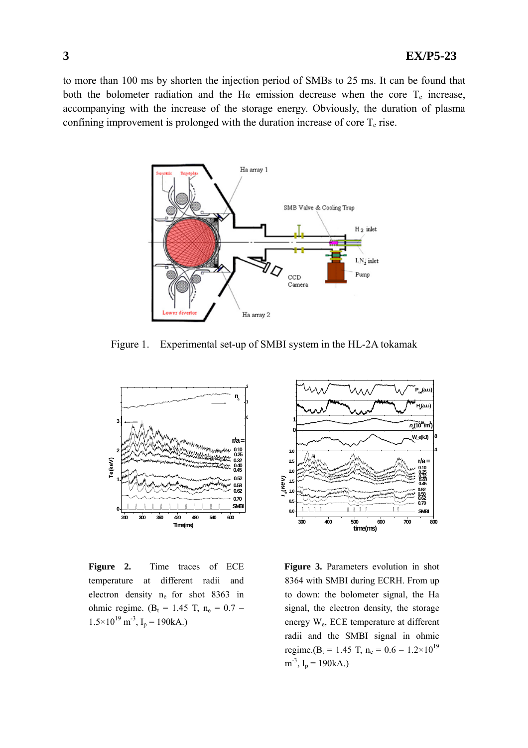to more than 100 ms by shorten the injection period of SMBs to 25 ms. It can be found that both the bolometer radiation and the Hα emission decrease when the core $T_e$ increase, accompanying with the increase of the storage energy. Obviously, the duration of plasma confining improvement is prolonged with the duration increase of core $T_e$ rise.

Figure 1. Experimental set-up of SMBI system in the HL-2A tokamak

**Figure 2.** Time traces of ECE temperature at different radii and electron density $n_e$ for shot 8363 in ohmic regime. ($B_t$ = 1.45 T, $n_e$ = 0.7 – $1.5\times10^{19}$ $m^{-3}$, $I_p$ = 190kA.)

**Figure 3.** Parameters evolution in shot 8364 with SMBI during ECRH. From up to down: the bolometer signal, the Ha signal, the electron density, the storage energy $W_e$, ECE temperature at different radii and the SMBI signal in ohmic regime.($B_t$ = 1.45 T, $n_e$ = 0.6 – $1.2\times10^{19}$ $m^{-3}$, $I_p$ = 190kA.)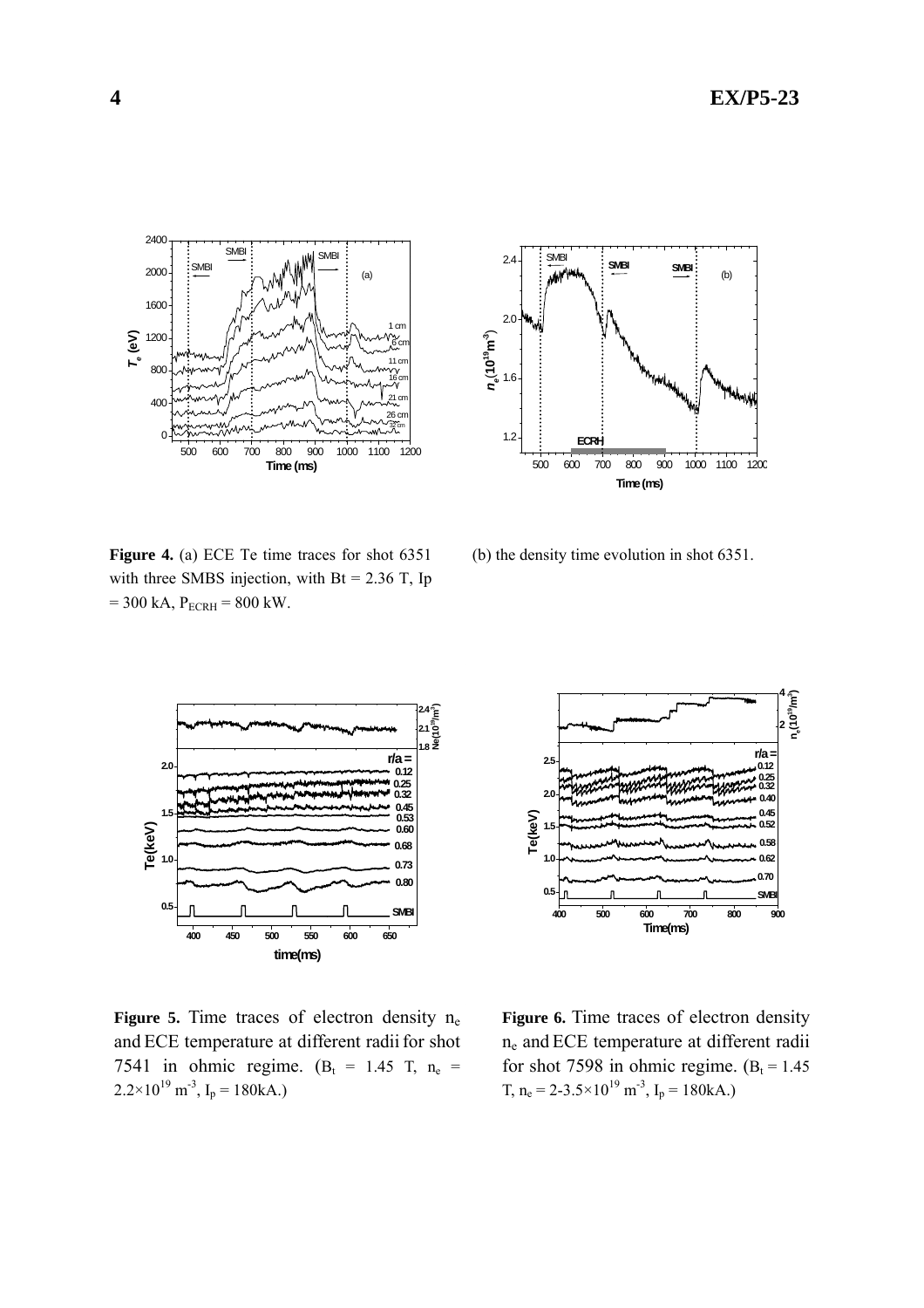**Figure 4.** (a) ECE Te time traces for shot 6351 with three SMBS injection, with Bt = 2.36 T, Ip = 300 kA, $P_{ECRH}$ = 800 kW.

(b) the density time evolution in shot 6351.

**Figure 5.** Time traces of electron density $n_e$ and ECE temperature at different radii for shot 7541 in ohmic regime. ($B_t$ = 1.45 T, $n_e$ = $2.2\times10^{19}$ m$^{-3}$, $I_p$ = 180kA.)

**Figure 6.** Time traces of electron density $n_e$ and ECE temperature at different radii for shot 7598 in ohmic regime. ($B_t$ = 1.45 T, $n_e$ = 2-$3.5\times10^{19}$ m$^{-3}$, $I_p$ = 180kA.)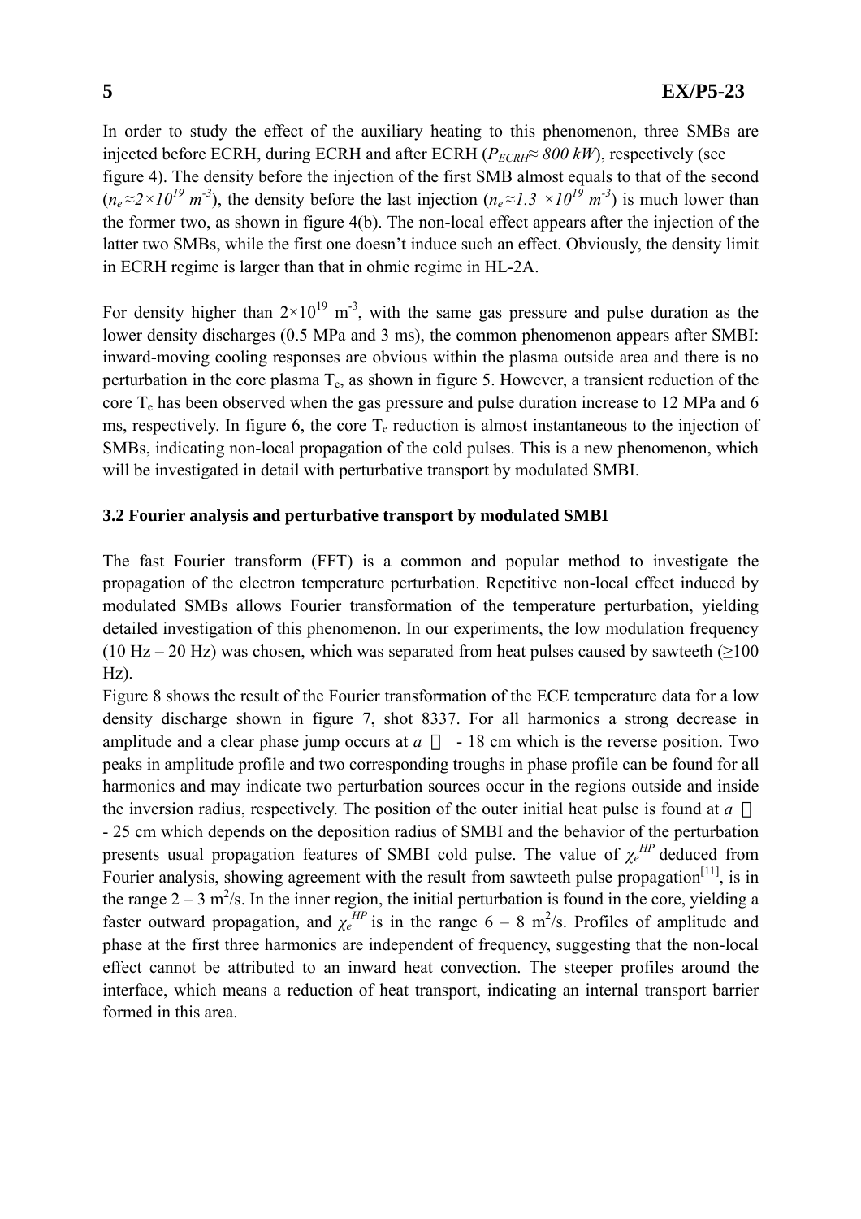In order to study the effect of the auxiliary heating to this phenomenon, three SMBs are injected before ECRH, during ECRH and after ECRH ($P_{ECRH} \approx 800\ kW$), respectively (see figure 4). The density before the injection of the first SMB almost equals to that of the second ($n_e \approx 2 \times 10^{19}\ m^{-3}$), the density before the last injection ($n_e \approx 1.3\ \times 10^{19}\ m^{-3}$) is much lower than the former two, as shown in figure 4(b). The non-local effect appears after the injection of the latter two SMBs, while the first one doesn't induce such an effect. Obviously, the density limit in ECRH regime is larger than that in ohmic regime in HL-2A.

For density higher than $2 \times 10^{19}$ m$^{-3}$, with the same gas pressure and pulse duration as the lower density discharges (0.5 MPa and 3 ms), the common phenomenon appears after SMBI: inward-moving cooling responses are obvious within the plasma outside area and there is no perturbation in the core plasma $T_e$, as shown in figure 5. However, a transient reduction of the core $T_e$ has been observed when the gas pressure and pulse duration increase to 12 MPa and 6 ms, respectively. In figure 6, the core $T_e$ reduction is almost instantaneous to the injection of SMBs, indicating non-local propagation of the cold pulses. This is a new phenomenon, which will be investigated in detail with perturbative transport by modulated SMBI.

### 3.2 Fourier analysis and perturbative transport by modulated SMBI

The fast Fourier transform (FFT) is a common and popular method to investigate the propagation of the electron temperature perturbation. Repetitive non-local effect induced by modulated SMBs allows Fourier transformation of the temperature perturbation, yielding detailed investigation of this phenomenon. In our experiments, the low modulation frequency (10 Hz – 20 Hz) was chosen, which was separated from heat pulses caused by sawteeth ($\geq$100 Hz).

Figure 8 shows the result of the Fourier transformation of the ECE temperature data for a low density discharge shown in figure 7, shot 8337. For all harmonics a strong decrease in amplitude and a clear phase jump occurs at $a \approx$ - 18 cm which is the reverse position. Two peaks in amplitude profile and two corresponding troughs in phase profile can be found for all harmonics and may indicate two perturbation sources occur in the regions outside and inside the inversion radius, respectively. The position of the outer initial heat pulse is found at $a \approx$ - 25 cm which depends on the deposition radius of SMBI and the behavior of the perturbation presents usual propagation features of SMBI cold pulse. The value of $\chi_e^{HP}$ deduced from Fourier analysis, showing agreement with the result from sawteeth pulse propagation[11], is in the range 2 – 3 m$^2$/s. In the inner region, the initial perturbation is found in the core, yielding a faster outward propagation, and $\chi_e^{HP}$ is in the range 6 – 8 m$^2$/s. Profiles of amplitude and phase at the first three harmonics are independent of frequency, suggesting that the non-local effect cannot be attributed to an inward heat convection. The steeper profiles around the interface, which means a reduction of heat transport, indicating an internal transport barrier formed in this area.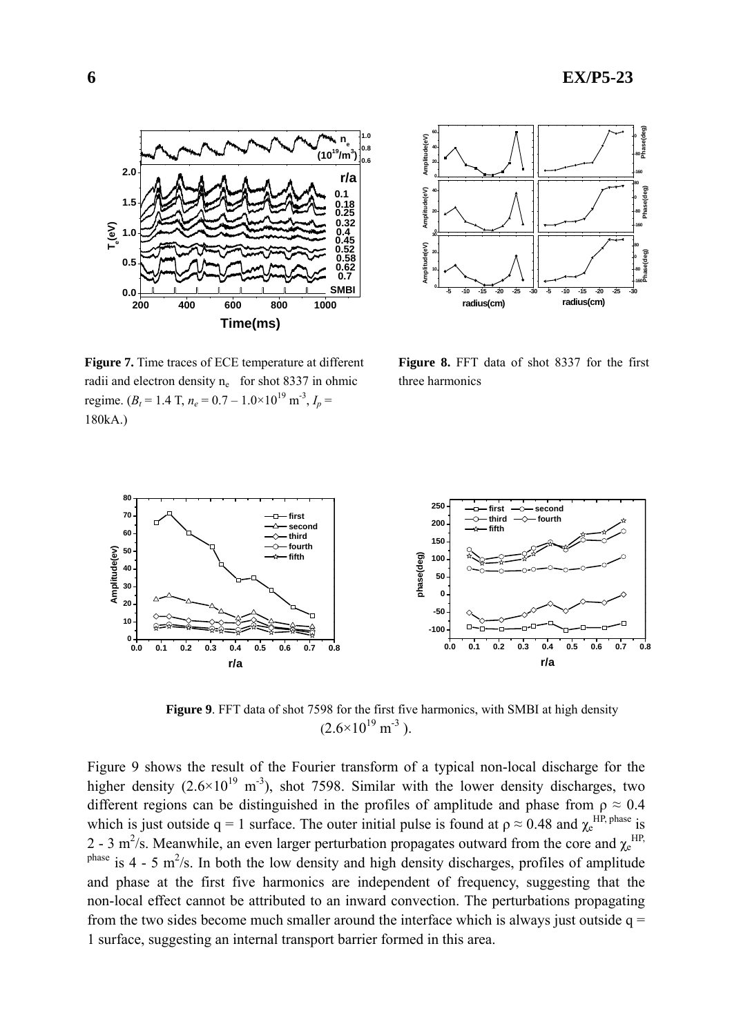**Figure 7.** Time traces of ECE temperature at different radii and electron density $n_e$ for shot 8337 in ohmic regime. ($B_t$ = 1.4 T, $n_e$ = 0.7 – 1.0×10[19] m[-3], $I_p$ = 180kA.)

**Figure 8.** FFT data of shot 8337 for the first three harmonics

**Figure 9**. FFT data of shot 7598 for the first five harmonics, with SMBI at high density (2.6×10[19] m[-3] ).

Figure 9 shows the result of the Fourier transform of a typical non-local discharge for the higher density ($2.6\times10^{19}$ m$^{-3}$), shot 7598. Similar with the lower density discharges, two different regions can be distinguished in the profiles of amplitude and phase from $\rho \approx 0.4$ which is just outside q = 1 surface. The outer initial pulse is found at $\rho \approx 0.48$ and $\chi_e^{HP, phase}$ is 2 - 3 m$^2$/s. Meanwhile, an even larger perturbation propagates outward from the core and $\chi_e^{HP, phase}$ is 4 - 5 m$^2$/s. In both the low density and high density discharges, profiles of amplitude and phase at the first five harmonics are independent of frequency, suggesting that the non-local effect cannot be attributed to an inward convection. The perturbations propagating from the two sides become much smaller around the interface which is always just outside q = 1 surface, suggesting an internal transport barrier formed in this area.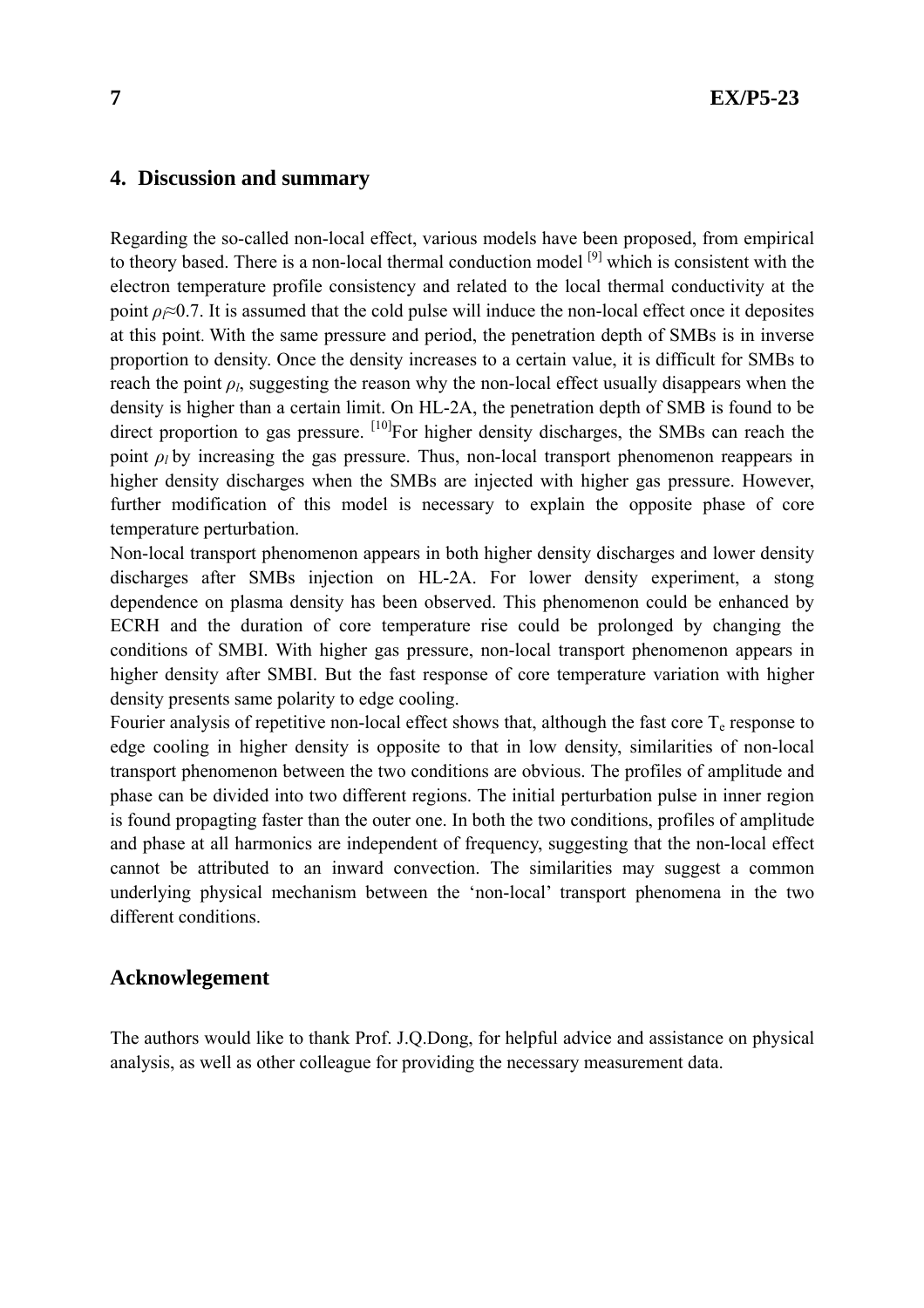## 4. Discussion and summary

Regarding the so-called non-local effect, various models have been proposed, from empirical to theory based. There is a non-local thermal conduction model [9] which is consistent with the electron temperature profile consistency and related to the local thermal conductivity at the point $\rho_l \approx 0.7$. It is assumed that the cold pulse will induce the non-local effect once it deposites at this point. With the same pressure and period, the penetration depth of SMBs is in inverse proportion to density. Once the density increases to a certain value, it is difficult for SMBs to reach the point $\rho_l$, suggesting the reason why the non-local effect usually disappears when the density is higher than a certain limit. On HL-2A, the penetration depth of SMB is found to be direct proportion to gas pressure. [10]For higher density discharges, the SMBs can reach the point $\rho_l$ by increasing the gas pressure. Thus, non-local transport phenomenon reappears in higher density discharges when the SMBs are injected with higher gas pressure. However, further modification of this model is necessary to explain the opposite phase of core temperature perturbation.

Non-local transport phenomenon appears in both higher density discharges and lower density discharges after SMBs injection on HL-2A. For lower density experiment, a stong dependence on plasma density has been observed. This phenomenon could be enhanced by ECRH and the duration of core temperature rise could be prolonged by changing the conditions of SMBI. With higher gas pressure, non-local transport phenomenon appears in higher density after SMBI. But the fast response of core temperature variation with higher density presents same polarity to edge cooling.

Fourier analysis of repetitive non-local effect shows that, although the fast core $T_e$ response to edge cooling in higher density is opposite to that in low density, similarities of non-local transport phenomenon between the two conditions are obvious. The profiles of amplitude and phase can be divided into two different regions. The initial perturbation pulse in inner region is found propagting faster than the outer one. In both the two conditions, profiles of amplitude and phase at all harmonics are independent of frequency, suggesting that the non-local effect cannot be attributed to an inward convection. The similarities may suggest a common underlying physical mechanism between the 'non-local' transport phenomena in the two different conditions.

## Acknowlegement

The authors would like to thank Prof. J.Q.Dong, for helpful advice and assistance on physical analysis, as well as other colleague for providing the necessary measurement data.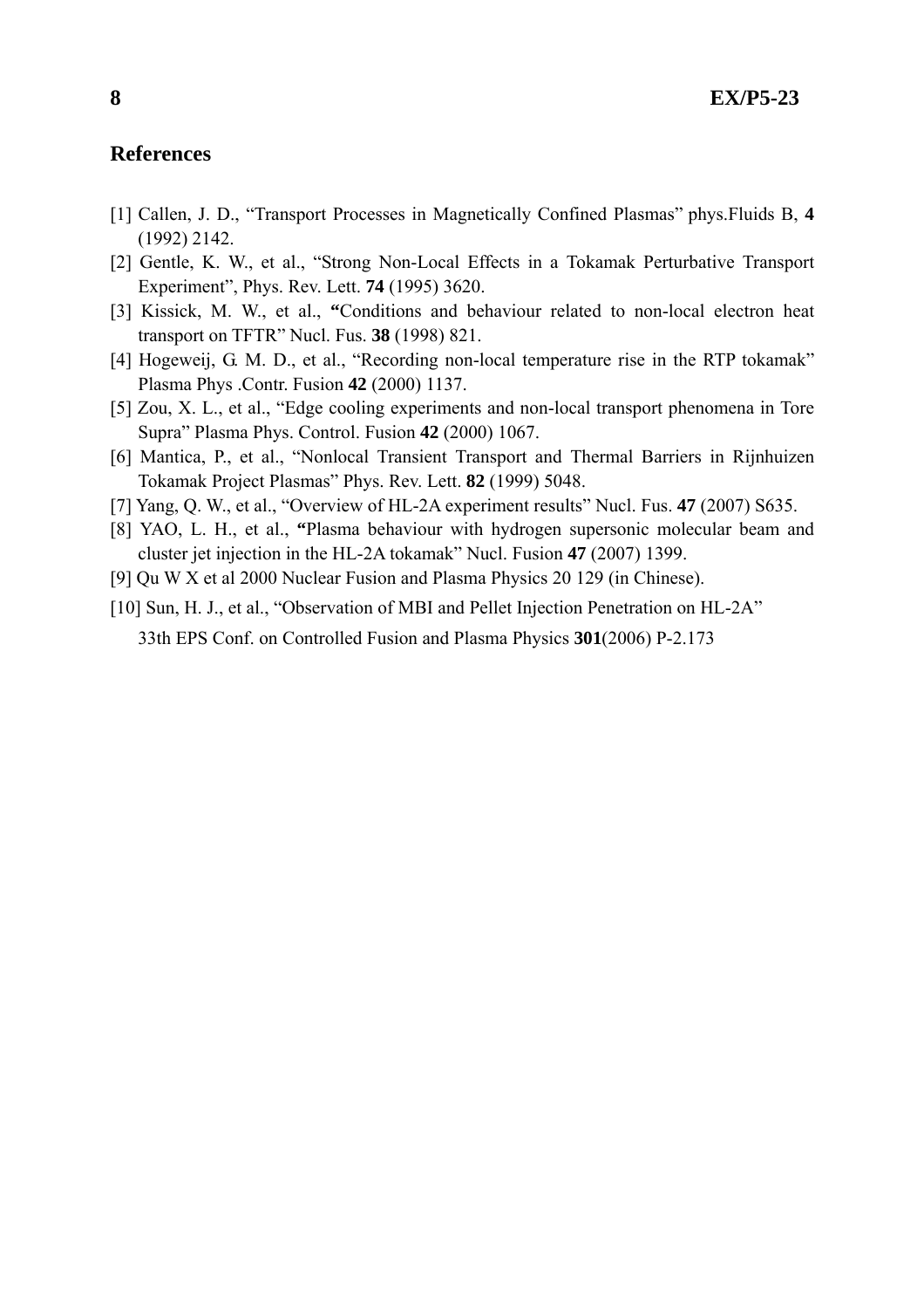## References

[1] Callen, J. D., “Transport Processes in Magnetically Confined Plasmas” phys.Fluids B, **4** (1992) 2142.

[2] Gentle, K. W., et al., “Strong Non-Local Effects in a Tokamak Perturbative Transport Experiment”, Phys. Rev. Lett. **74** (1995) 3620.

[3] Kissick, M. W., et al., **“**Conditions and behaviour related to non-local electron heat transport on TFTR” Nucl. Fus. **38** (1998) 821.

[4] Hogeweij, G. M. D., et al., “Recording non-local temperature rise in the RTP tokamak” Plasma Phys .Contr. Fusion **42** (2000) 1137.

[5] Zou, X. L., et al., “Edge cooling experiments and non-local transport phenomena in Tore Supra” Plasma Phys. Control. Fusion **42** (2000) 1067.

[6] Mantica, P., et al., “Nonlocal Transient Transport and Thermal Barriers in Rijnhuizen Tokamak Project Plasmas” Phys. Rev. Lett. **82** (1999) 5048.

[7] Yang, Q. W., et al., “Overview of HL-2A experiment results” Nucl. Fus. **47** (2007) S635.

[8] YAO, L. H., et al., **“**Plasma behaviour with hydrogen supersonic molecular beam and cluster jet injection in the HL-2A tokamak” Nucl. Fusion **47** (2007) 1399.

[9] Qu W X et al 2000 Nuclear Fusion and Plasma Physics 20 129 (in Chinese).

[10] Sun, H. J., et al., “Observation of MBI and Pellet Injection Penetration on HL-2A” 33th EPS Conf. on Controlled Fusion and Plasma Physics **301**(2006) P-2.173